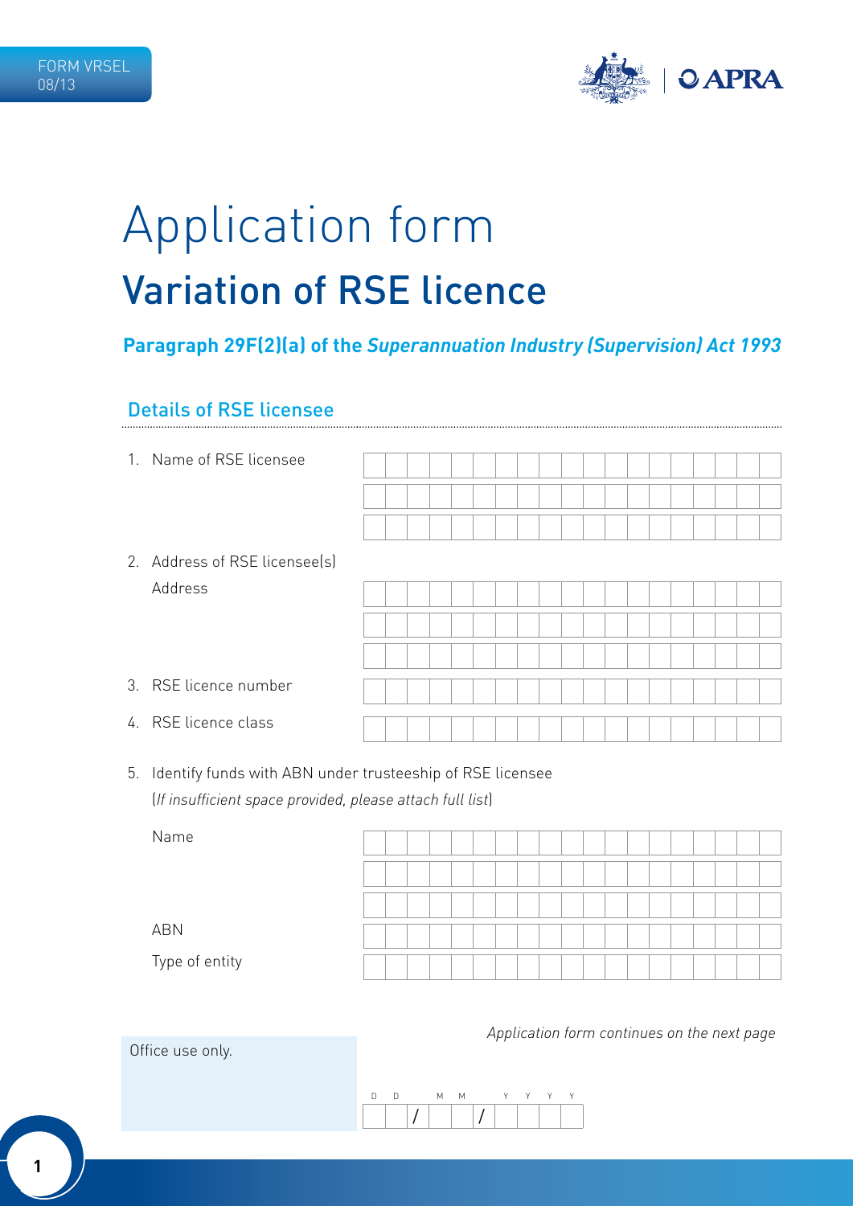FORM VRSEL
08/13

# Application form

## Variation of RSE licence

**Paragraph 29F(2)(a) of the *Superannuation Industry (Supervision) Act 1993***

### Details of RSE licensee

1. Name of RSE licensee

2. Address of RSE licensee(s)

   Address

3. RSE licence number

4. RSE licence class

5. Identify funds with ABN under trusteeship of RSE licensee
   *(If insufficient space provided, please attach full list)*

   Name

   ABN

   Type of entity

*Application form continues on the next page*

Office use only.

D D / M M / Y Y Y Y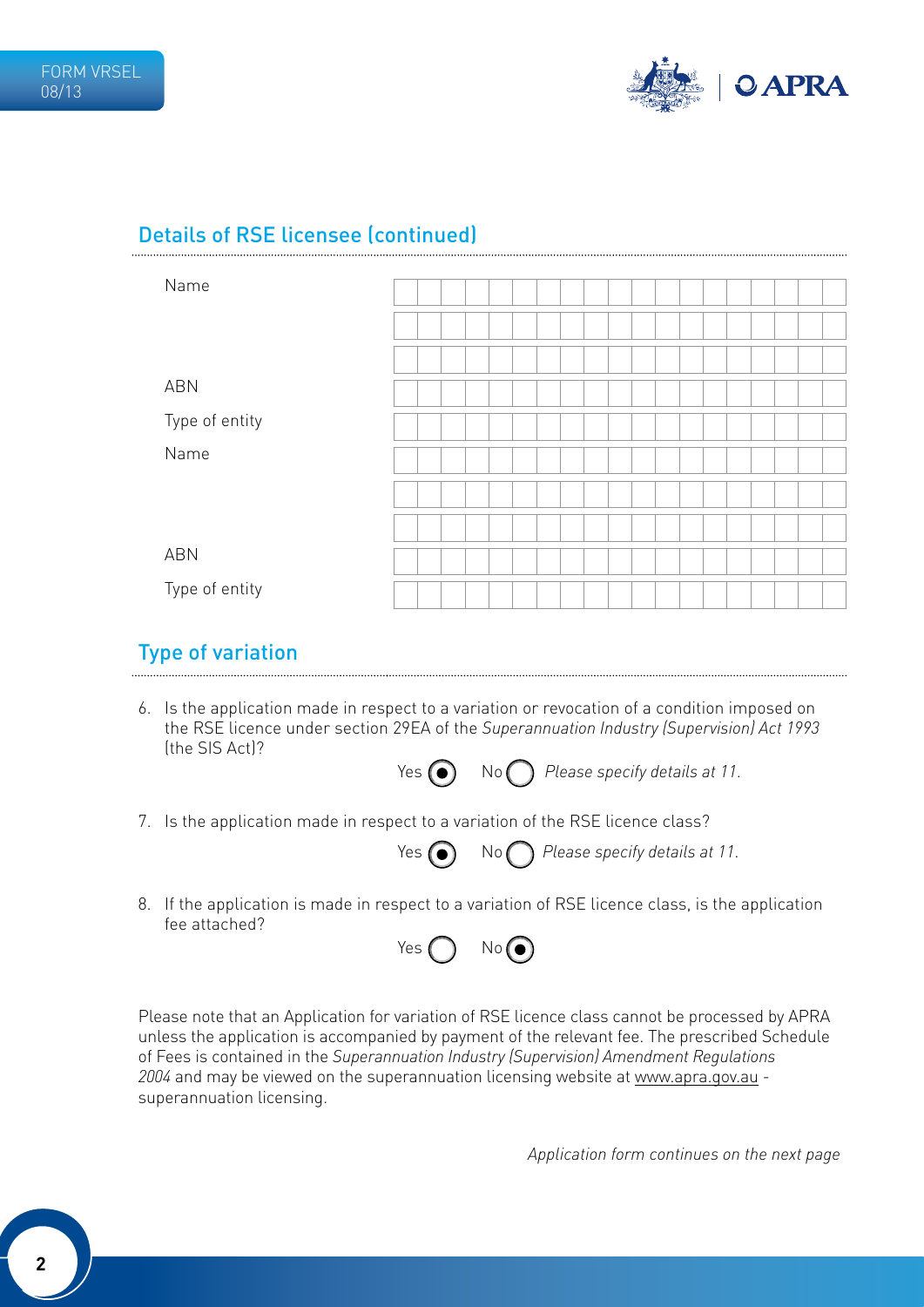## Details of RSE licensee (continued)

| | |
|---|---|
| Name | |
| | |
| | |
| ABN | |
| Type of entity | |
| Name | |
| | |
| | |
| ABN | |
| Type of entity | |

## Type of variation

6. Is the application made in respect to a variation or revocation of a condition imposed on the RSE licence under section 29EA of the *Superannuation Industry (Supervision) Act 1993* (the SIS Act)?

   Yes ◉ No ○ *Please specify details at 11.*

7. Is the application made in respect to a variation of the RSE licence class?

   Yes ◉ No ○ *Please specify details at 11.*

8. If the application is made in respect to a variation of RSE licence class, is the application fee attached?

   Yes ○ No ◉

Please note that an Application for variation of RSE licence class cannot be processed by APRA unless the application is accompanied by payment of the relevant fee. The prescribed Schedule of Fees is contained in the *Superannuation Industry (Supervision) Amendment Regulations 2004* and may be viewed on the superannuation licensing website at www.apra.gov.au - superannuation licensing.

*Application form continues on the next page*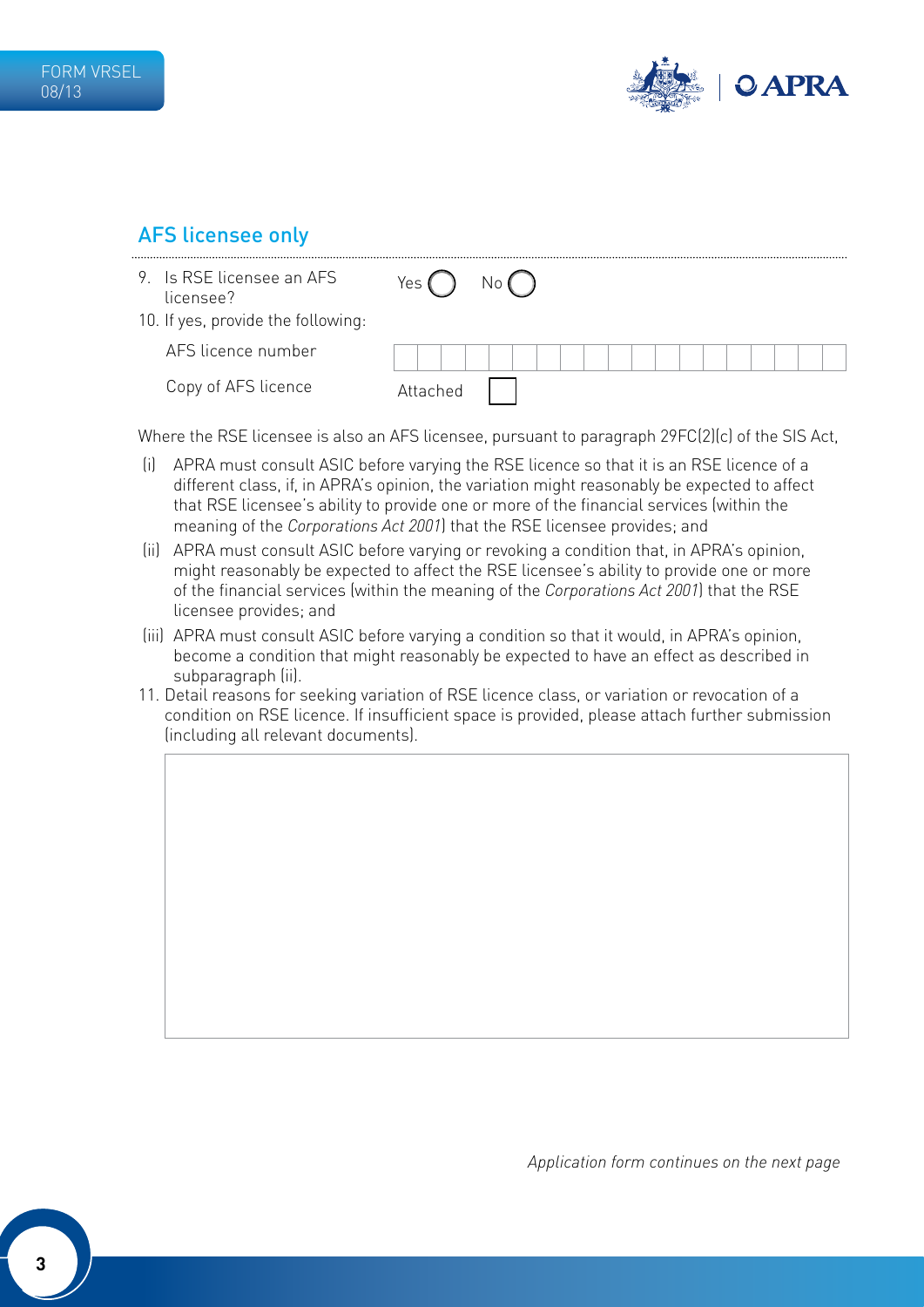## AFS licensee only

9. Is RSE licensee an AFS licensee? Yes ◯ No ◯

10. If yes, provide the following:

AFS licence number

Copy of AFS licence Attached ☐

Where the RSE licensee is also an AFS licensee, pursuant to paragraph 29FC(2)(c) of the SIS Act,

(i) APRA must consult ASIC before varying the RSE licence so that it is an RSE licence of a different class, if, in APRA's opinion, the variation might reasonably be expected to affect that RSE licensee's ability to provide one or more of the financial services (within the meaning of the *Corporations Act 2001*) that the RSE licensee provides; and

(ii) APRA must consult ASIC before varying or revoking a condition that, in APRA's opinion, might reasonably be expected to affect the RSE licensee's ability to provide one or more of the financial services (within the meaning of the *Corporations Act 2001*) that the RSE licensee provides; and

(iii) APRA must consult ASIC before varying a condition so that it would, in APRA's opinion, become a condition that might reasonably be expected to have an effect as described in subparagraph (ii).

11. Detail reasons for seeking variation of RSE licence class, or variation or revocation of a condition on RSE licence. If insufficient space is provided, please attach further submission (including all relevant documents).

*Application form continues on the next page*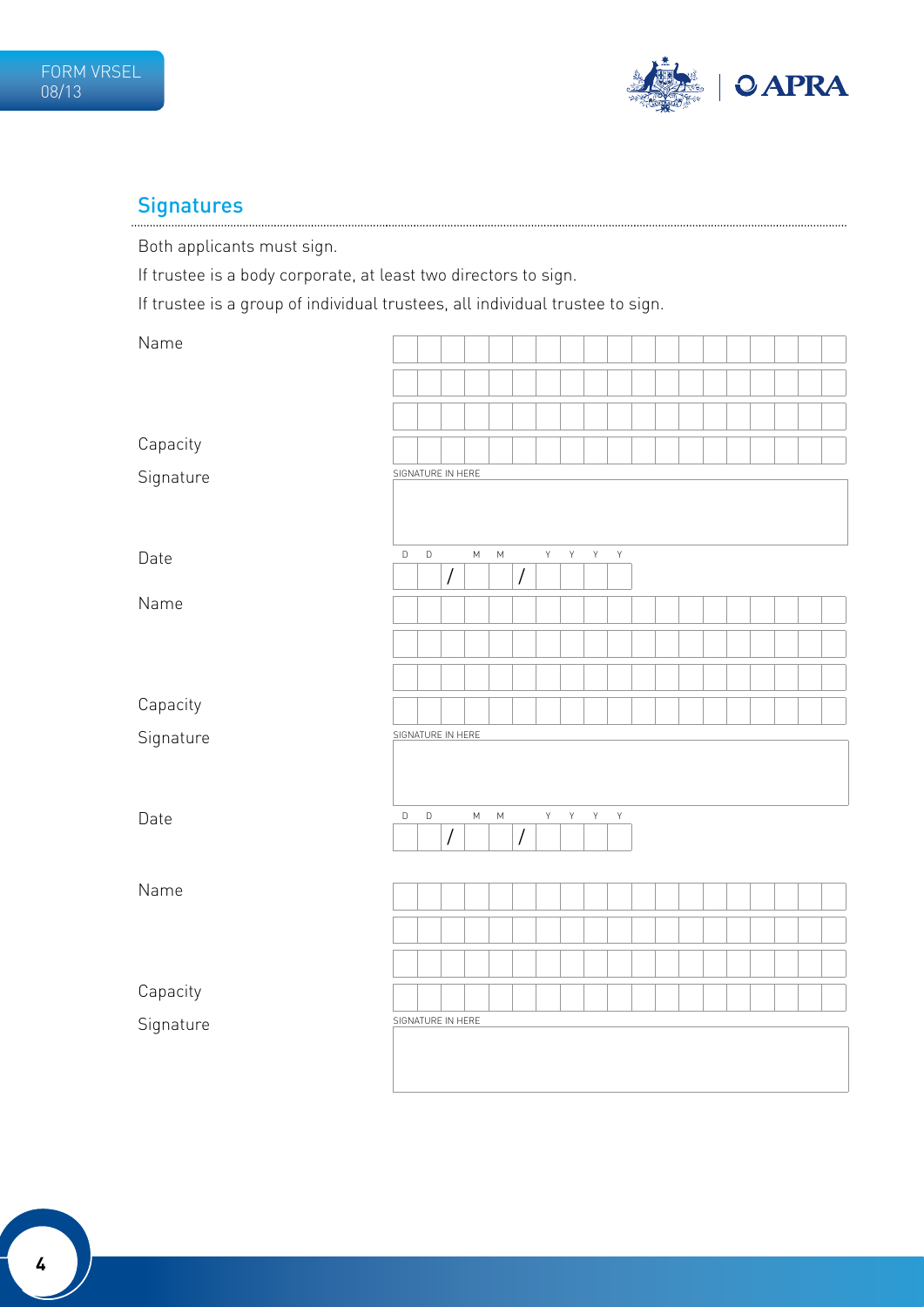## Signatures

Both applicants must sign.

If trustee is a body corporate, at least two directors to sign.

If trustee is a group of individual trustees, all individual trustee to sign.

Name

Capacity

Signature

SIGNATURE IN HERE

Date

D D / M M / Y Y Y Y

Name

Capacity

Signature

SIGNATURE IN HERE

Date

D D / M M / Y Y Y Y

Name

Capacity

Signature

SIGNATURE IN HERE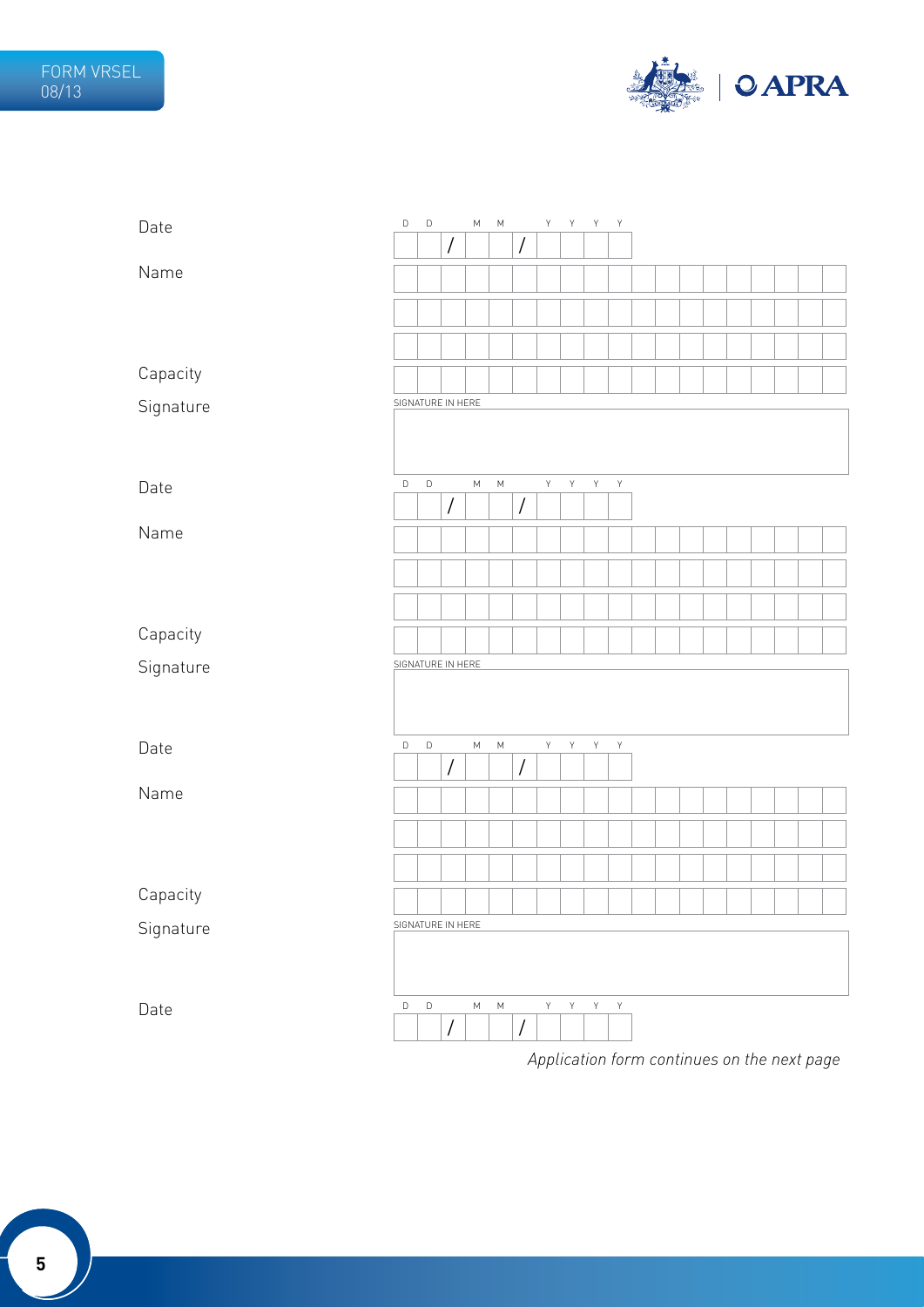Date

D D / M M / Y Y Y Y

Name

Capacity

Signature

SIGNATURE IN HERE

Date

D D / M M / Y Y Y Y

Name

Capacity

Signature

SIGNATURE IN HERE

Date

D D / M M / Y Y Y Y

Name

Capacity

Signature

SIGNATURE IN HERE

Date

D D / M M / Y Y Y Y

*Application form continues on the next page*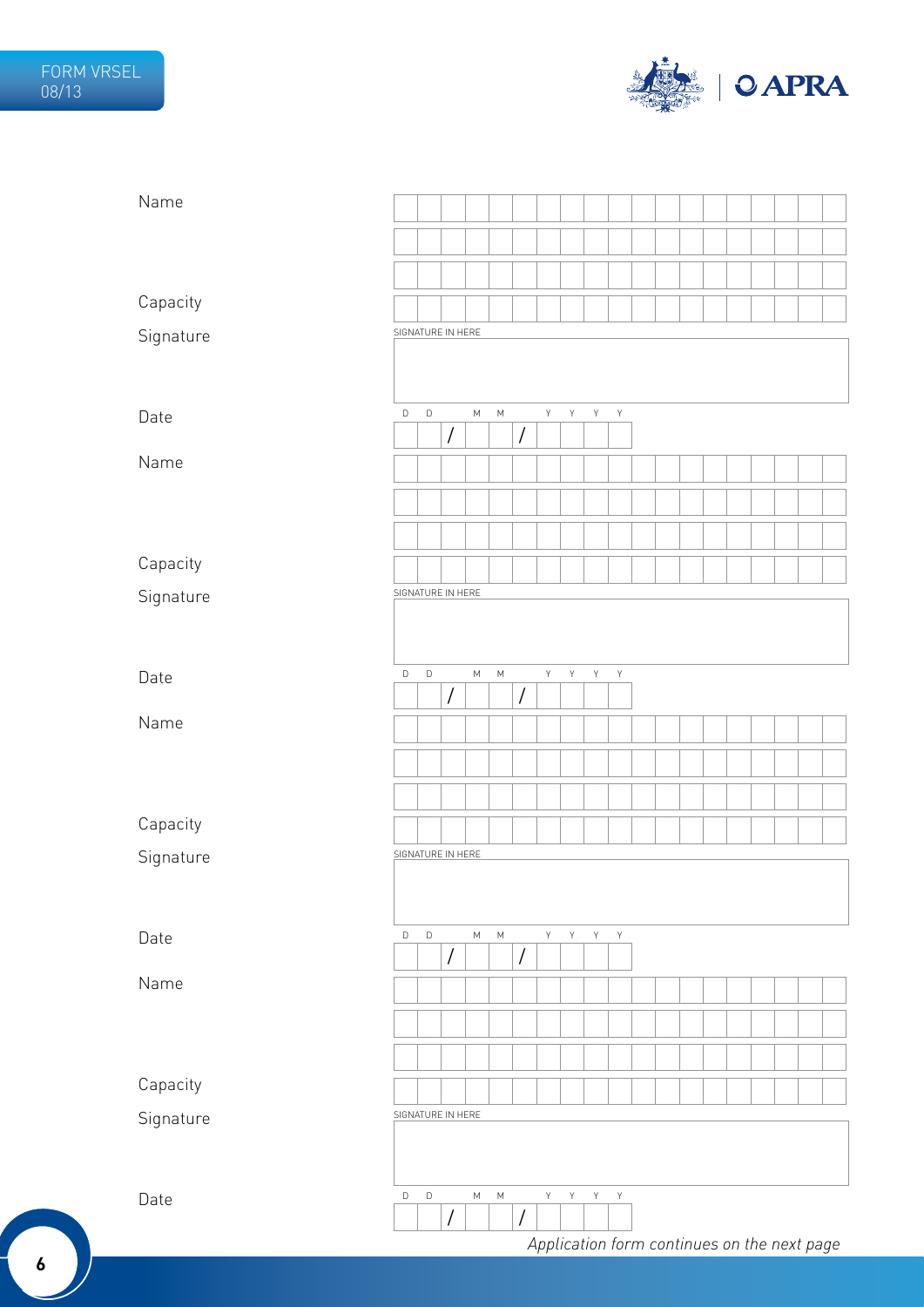Name

Capacity

Signature

SIGNATURE IN HERE

Date

D D / M M / Y Y Y Y

Name

Capacity

Signature

SIGNATURE IN HERE

Date

D D / M M / Y Y Y Y

Name

Capacity

Signature

SIGNATURE IN HERE

Date

D D / M M / Y Y Y Y

Name

Capacity

Signature

SIGNATURE IN HERE

Date

D D / M M / Y Y Y Y

*Application form continues on the next page*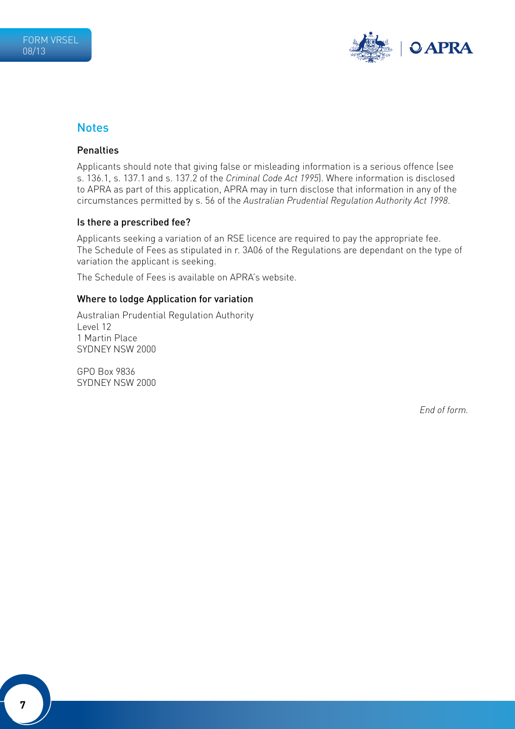## Notes

### Penalties

Applicants should note that giving false or misleading information is a serious offence (see s. 136.1, s. 137.1 and s. 137.2 of the *Criminal Code Act 1995*). Where information is disclosed to APRA as part of this application, APRA may in turn disclose that information in any of the circumstances permitted by s. 56 of the *Australian Prudential Regulation Authority Act 1998*.

### Is there a prescribed fee?

Applicants seeking a variation of an RSE licence are required to pay the appropriate fee. The Schedule of Fees as stipulated in r. 3A06 of the Regulations are dependant on the type of variation the applicant is seeking.

The Schedule of Fees is available on APRA's website.

### Where to lodge Application for variation

Australian Prudential Regulation Authority
Level 12
1 Martin Place
SYDNEY NSW 2000

GPO Box 9836
SYDNEY NSW 2000

*End of form.*